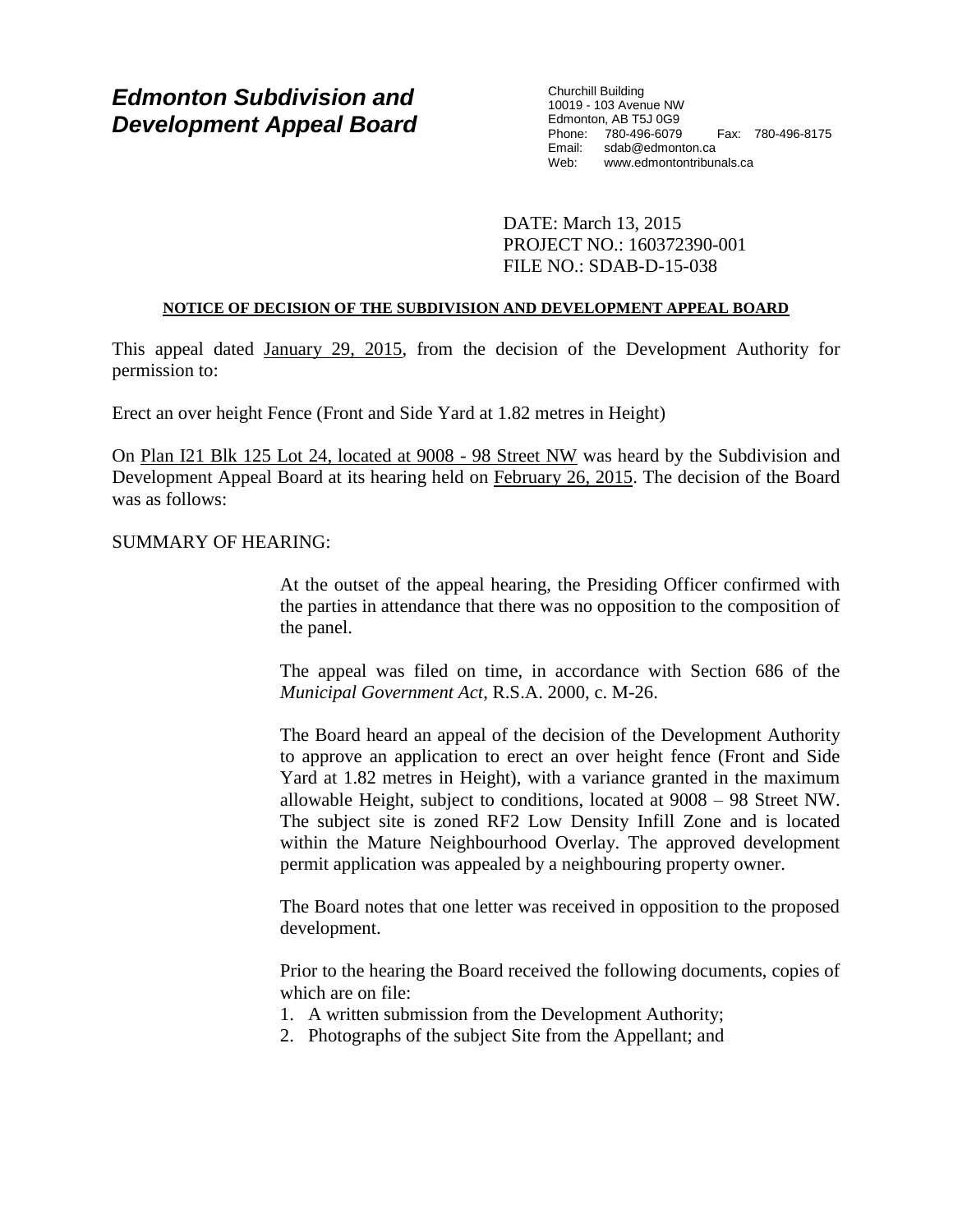# Edmonton Subdivision and Development Appeal Board

Churchill Building
10019 - 103 Avenue NW
Edmonton, AB T5J 0G9
Phone: 780-496-6079 Fax: 780-496-8175
Email: sdab@edmonton.ca
Web: www.edmontontribunals.ca

DATE: March 13, 2015
PROJECT NO.: 160372390-001
FILE NO.: SDAB-D-15-038

**NOTICE OF DECISION OF THE SUBDIVISION AND DEVELOPMENT APPEAL BOARD**

This appeal dated January 29, 2015, from the decision of the Development Authority for permission to:

Erect an over height Fence (Front and Side Yard at 1.82 metres in Height)

On Plan I21 Blk 125 Lot 24, located at 9008 - 98 Street NW was heard by the Subdivision and Development Appeal Board at its hearing held on February 26, 2015. The decision of the Board was as follows:

SUMMARY OF HEARING:

At the outset of the appeal hearing, the Presiding Officer confirmed with the parties in attendance that there was no opposition to the composition of the panel.

The appeal was filed on time, in accordance with Section 686 of the *Municipal Government Act*, R.S.A. 2000, c. M-26.

The Board heard an appeal of the decision of the Development Authority to approve an application to erect an over height fence (Front and Side Yard at 1.82 metres in Height), with a variance granted in the maximum allowable Height, subject to conditions, located at 9008 – 98 Street NW. The subject site is zoned RF2 Low Density Infill Zone and is located within the Mature Neighbourhood Overlay. The approved development permit application was appealed by a neighbouring property owner.

The Board notes that one letter was received in opposition to the proposed development.

Prior to the hearing the Board received the following documents, copies of which are on file:

1. A written submission from the Development Authority;
2. Photographs of the subject Site from the Appellant; and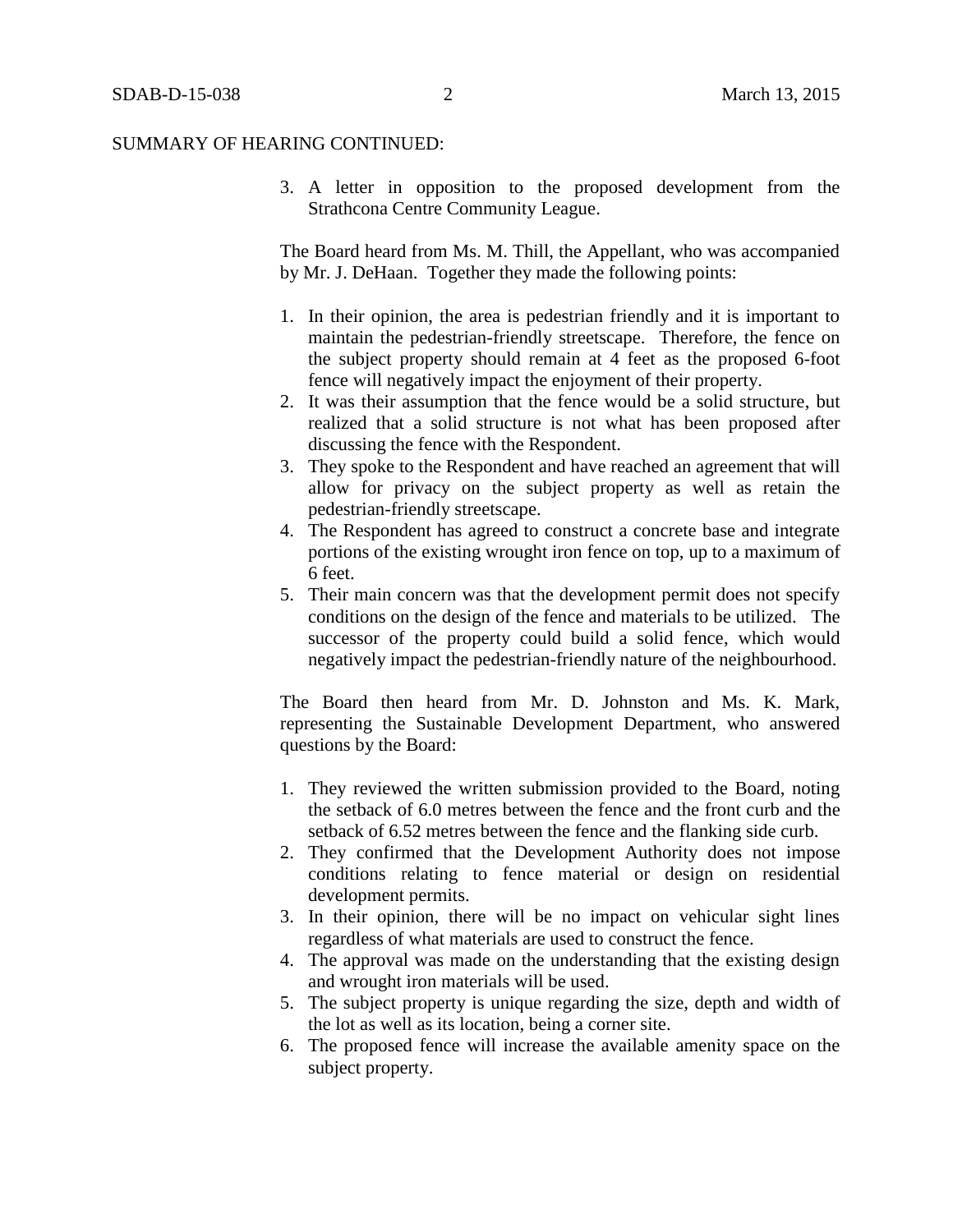SUMMARY OF HEARING CONTINUED:

3. A letter in opposition to the proposed development from the Strathcona Centre Community League.

The Board heard from Ms. M. Thill, the Appellant, who was accompanied by Mr. J. DeHaan. Together they made the following points:

1. In their opinion, the area is pedestrian friendly and it is important to maintain the pedestrian-friendly streetscape. Therefore, the fence on the subject property should remain at 4 feet as the proposed 6-foot fence will negatively impact the enjoyment of their property.
2. It was their assumption that the fence would be a solid structure, but realized that a solid structure is not what has been proposed after discussing the fence with the Respondent.
3. They spoke to the Respondent and have reached an agreement that will allow for privacy on the subject property as well as retain the pedestrian-friendly streetscape.
4. The Respondent has agreed to construct a concrete base and integrate portions of the existing wrought iron fence on top, up to a maximum of 6 feet.
5. Their main concern was that the development permit does not specify conditions on the design of the fence and materials to be utilized. The successor of the property could build a solid fence, which would negatively impact the pedestrian-friendly nature of the neighbourhood.

The Board then heard from Mr. D. Johnston and Ms. K. Mark, representing the Sustainable Development Department, who answered questions by the Board:

1. They reviewed the written submission provided to the Board, noting the setback of 6.0 metres between the fence and the front curb and the setback of 6.52 metres between the fence and the flanking side curb.
2. They confirmed that the Development Authority does not impose conditions relating to fence material or design on residential development permits.
3. In their opinion, there will be no impact on vehicular sight lines regardless of what materials are used to construct the fence.
4. The approval was made on the understanding that the existing design and wrought iron materials will be used.
5. The subject property is unique regarding the size, depth and width of the lot as well as its location, being a corner site.
6. The proposed fence will increase the available amenity space on the subject property.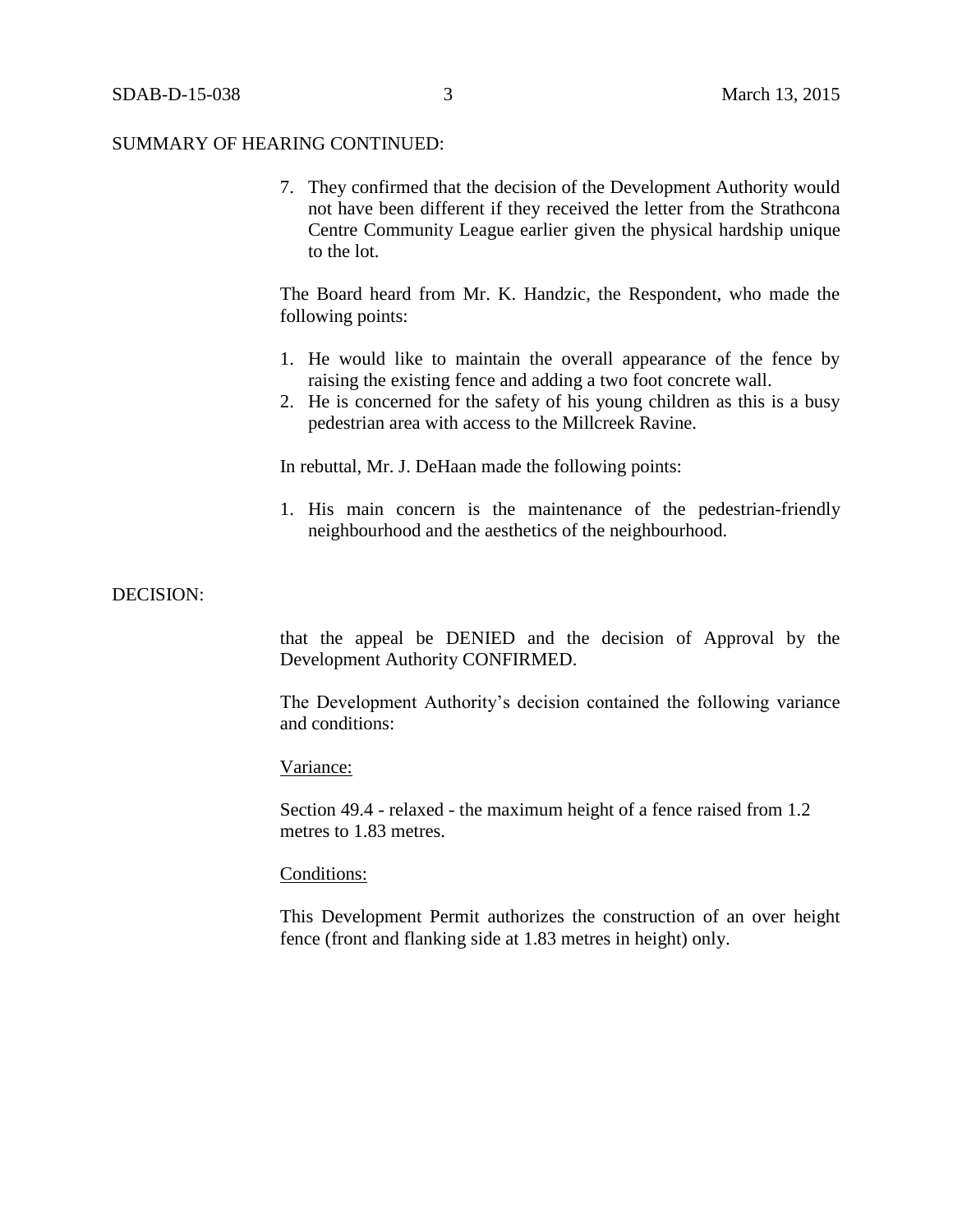SUMMARY OF HEARING CONTINUED:

7. They confirmed that the decision of the Development Authority would not have been different if they received the letter from the Strathcona Centre Community League earlier given the physical hardship unique to the lot.

The Board heard from Mr. K. Handzic, the Respondent, who made the following points:

1. He would like to maintain the overall appearance of the fence by raising the existing fence and adding a two foot concrete wall.
2. He is concerned for the safety of his young children as this is a busy pedestrian area with access to the Millcreek Ravine.

In rebuttal, Mr. J. DeHaan made the following points:

1. His main concern is the maintenance of the pedestrian-friendly neighbourhood and the aesthetics of the neighbourhood.

DECISION:

that the appeal be DENIED and the decision of Approval by the Development Authority CONFIRMED.

The Development Authority's decision contained the following variance and conditions:

Variance:

Section 49.4 - relaxed - the maximum height of a fence raised from 1.2 metres to 1.83 metres.

Conditions:

This Development Permit authorizes the construction of an over height fence (front and flanking side at 1.83 metres in height) only.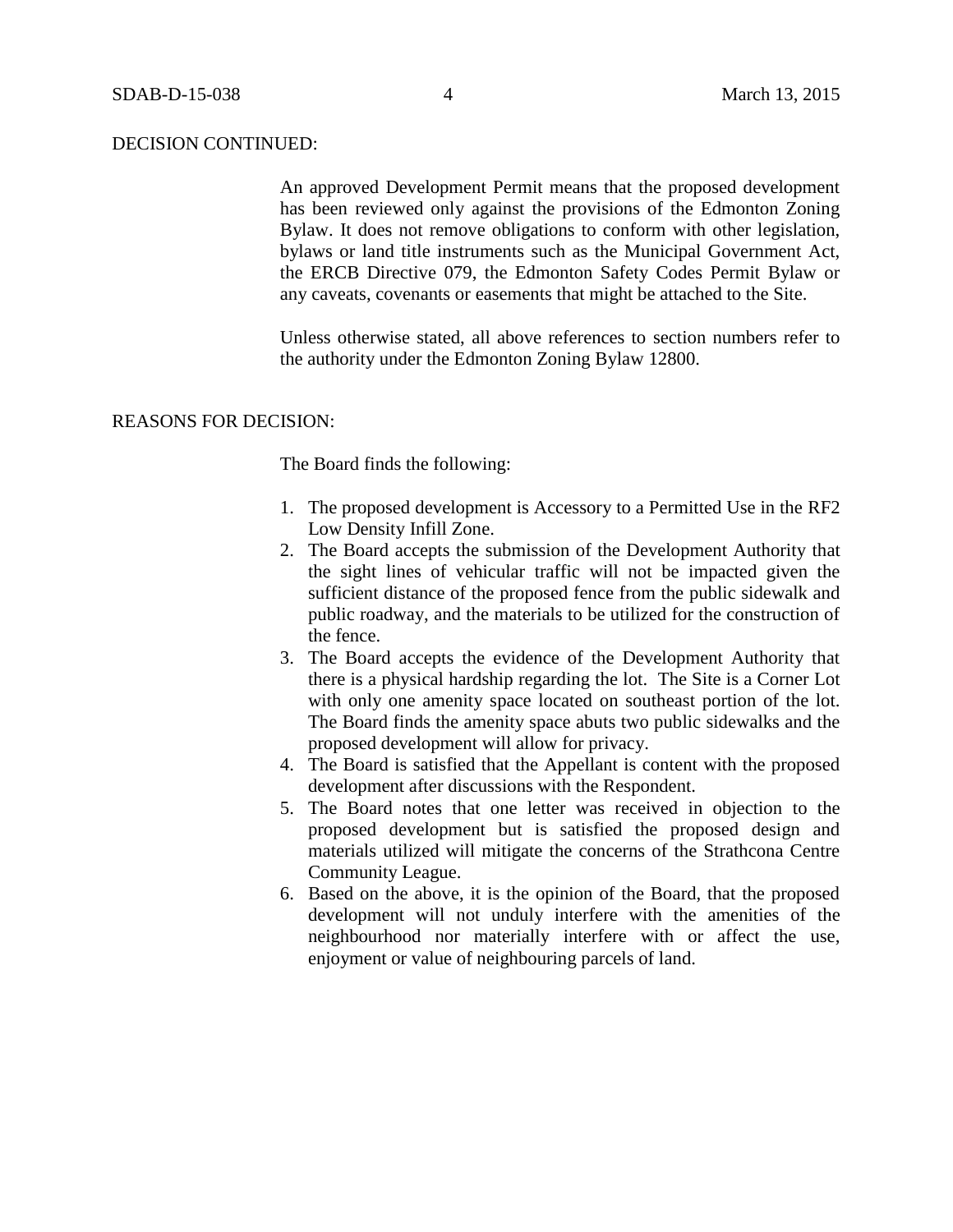DECISION CONTINUED:

An approved Development Permit means that the proposed development has been reviewed only against the provisions of the Edmonton Zoning Bylaw. It does not remove obligations to conform with other legislation, bylaws or land title instruments such as the Municipal Government Act, the ERCB Directive 079, the Edmonton Safety Codes Permit Bylaw or any caveats, covenants or easements that might be attached to the Site.

Unless otherwise stated, all above references to section numbers refer to the authority under the Edmonton Zoning Bylaw 12800.

REASONS FOR DECISION:

The Board finds the following:

1. The proposed development is Accessory to a Permitted Use in the RF2 Low Density Infill Zone.
2. The Board accepts the submission of the Development Authority that the sight lines of vehicular traffic will not be impacted given the sufficient distance of the proposed fence from the public sidewalk and public roadway, and the materials to be utilized for the construction of the fence.
3. The Board accepts the evidence of the Development Authority that there is a physical hardship regarding the lot. The Site is a Corner Lot with only one amenity space located on southeast portion of the lot. The Board finds the amenity space abuts two public sidewalks and the proposed development will allow for privacy.
4. The Board is satisfied that the Appellant is content with the proposed development after discussions with the Respondent.
5. The Board notes that one letter was received in objection to the proposed development but is satisfied the proposed design and materials utilized will mitigate the concerns of the Strathcona Centre Community League.
6. Based on the above, it is the opinion of the Board, that the proposed development will not unduly interfere with the amenities of the neighbourhood nor materially interfere with or affect the use, enjoyment or value of neighbouring parcels of land.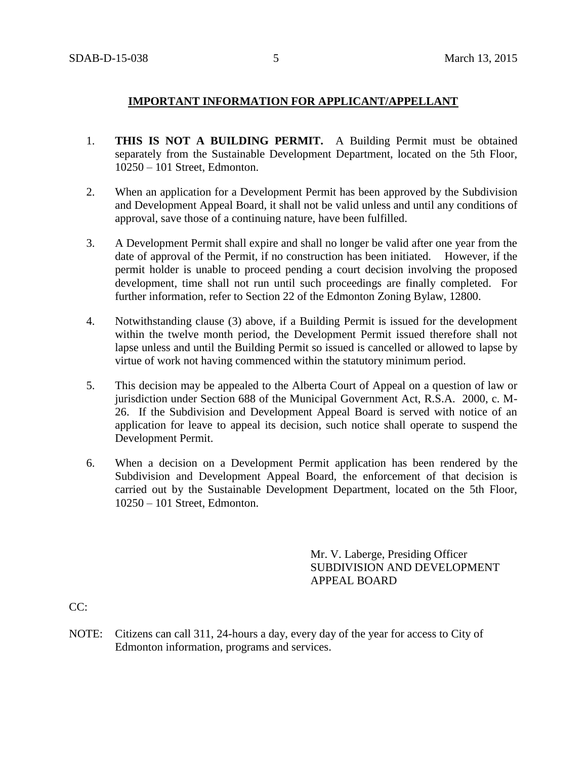**IMPORTANT INFORMATION FOR APPLICANT/APPELLANT**

1. **THIS IS NOT A BUILDING PERMIT.** A Building Permit must be obtained separately from the Sustainable Development Department, located on the 5th Floor, 10250 – 101 Street, Edmonton.

2. When an application for a Development Permit has been approved by the Subdivision and Development Appeal Board, it shall not be valid unless and until any conditions of approval, save those of a continuing nature, have been fulfilled.

3. A Development Permit shall expire and shall no longer be valid after one year from the date of approval of the Permit, if no construction has been initiated. However, if the permit holder is unable to proceed pending a court decision involving the proposed development, time shall not run until such proceedings are finally completed. For further information, refer to Section 22 of the Edmonton Zoning Bylaw, 12800.

4. Notwithstanding clause (3) above, if a Building Permit is issued for the development within the twelve month period, the Development Permit issued therefore shall not lapse unless and until the Building Permit so issued is cancelled or allowed to lapse by virtue of work not having commenced within the statutory minimum period.

5. This decision may be appealed to the Alberta Court of Appeal on a question of law or jurisdiction under Section 688 of the Municipal Government Act, R.S.A. 2000, c. M-26. If the Subdivision and Development Appeal Board is served with notice of an application for leave to appeal its decision, such notice shall operate to suspend the Development Permit.

6. When a decision on a Development Permit application has been rendered by the Subdivision and Development Appeal Board, the enforcement of that decision is carried out by the Sustainable Development Department, located on the 5th Floor, 10250 – 101 Street, Edmonton.

Mr. V. Laberge, Presiding Officer
SUBDIVISION AND DEVELOPMENT APPEAL BOARD

CC:

NOTE: Citizens can call 311, 24-hours a day, every day of the year for access to City of Edmonton information, programs and services.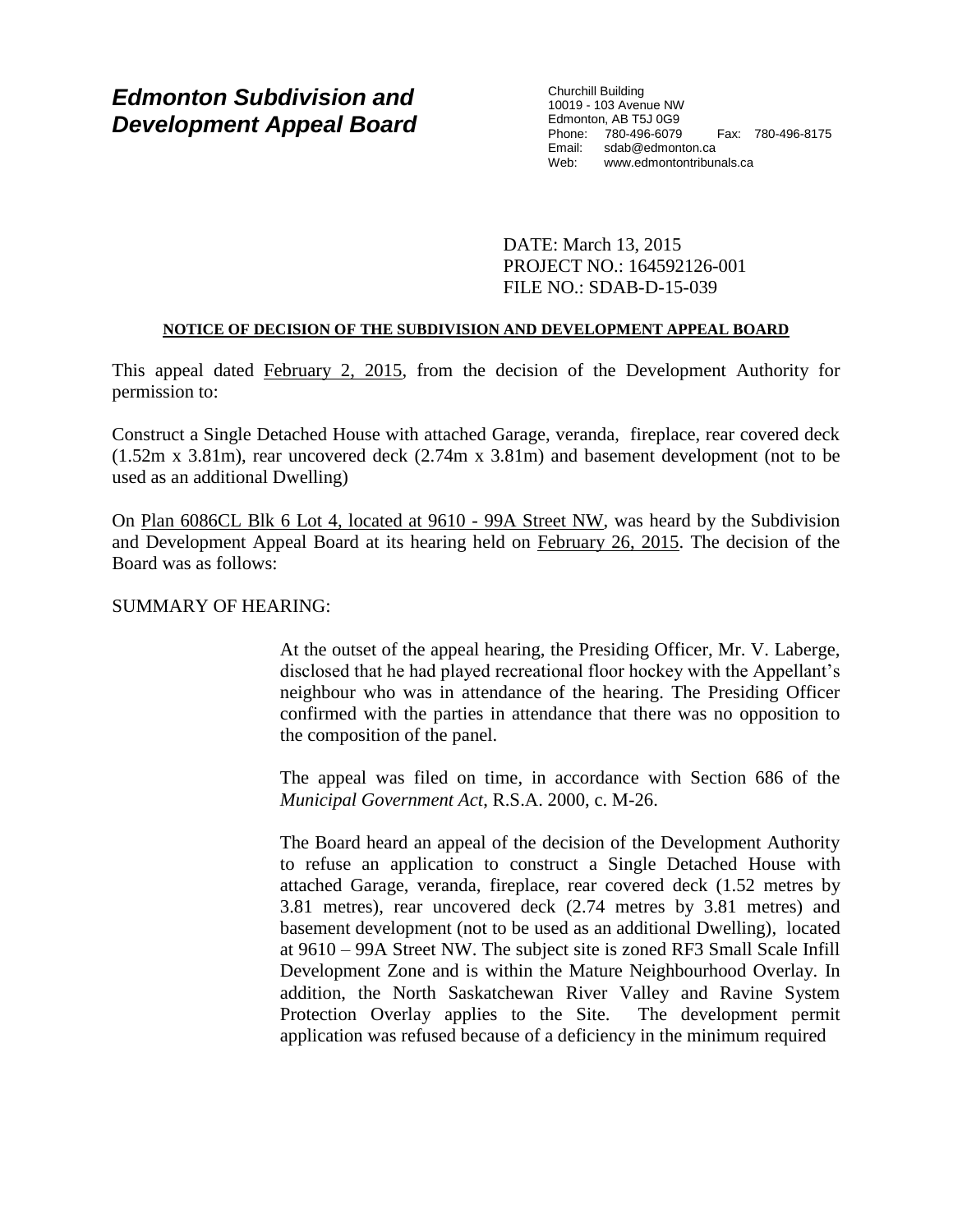# Edmonton Subdivision and Development Appeal Board

Churchill Building
10019 - 103 Avenue NW
Edmonton, AB T5J 0G9
Phone: 780-496-6079 Fax: 780-496-8175
Email: sdab@edmonton.ca
Web: www.edmontontribunals.ca

DATE: March 13, 2015
PROJECT NO.: 164592126-001
FILE NO.: SDAB-D-15-039

**NOTICE OF DECISION OF THE SUBDIVISION AND DEVELOPMENT APPEAL BOARD**

This appeal dated February 2, 2015, from the decision of the Development Authority for permission to:

Construct a Single Detached House with attached Garage, veranda, fireplace, rear covered deck (1.52m x 3.81m), rear uncovered deck (2.74m x 3.81m) and basement development (not to be used as an additional Dwelling)

On Plan 6086CL Blk 6 Lot 4, located at 9610 - 99A Street NW, was heard by the Subdivision and Development Appeal Board at its hearing held on February 26, 2015. The decision of the Board was as follows:

SUMMARY OF HEARING:

At the outset of the appeal hearing, the Presiding Officer, Mr. V. Laberge, disclosed that he had played recreational floor hockey with the Appellant's neighbour who was in attendance of the hearing. The Presiding Officer confirmed with the parties in attendance that there was no opposition to the composition of the panel.

The appeal was filed on time, in accordance with Section 686 of the *Municipal Government Act*, R.S.A. 2000, c. M-26.

The Board heard an appeal of the decision of the Development Authority to refuse an application to construct a Single Detached House with attached Garage, veranda, fireplace, rear covered deck (1.52 metres by 3.81 metres), rear uncovered deck (2.74 metres by 3.81 metres) and basement development (not to be used as an additional Dwelling), located at 9610 – 99A Street NW. The subject site is zoned RF3 Small Scale Infill Development Zone and is within the Mature Neighbourhood Overlay. In addition, the North Saskatchewan River Valley and Ravine System Protection Overlay applies to the Site. The development permit application was refused because of a deficiency in the minimum required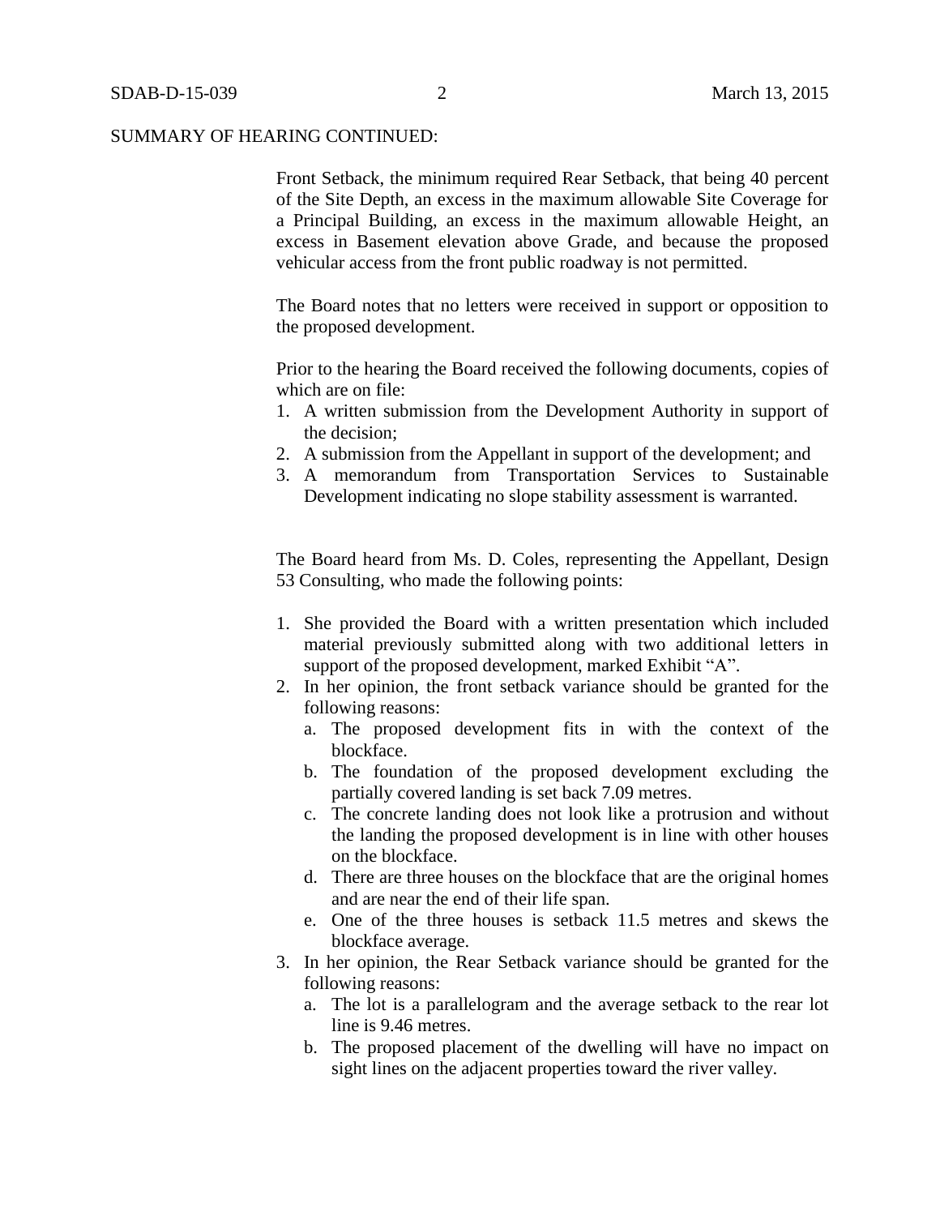SUMMARY OF HEARING CONTINUED:

Front Setback, the minimum required Rear Setback, that being 40 percent of the Site Depth, an excess in the maximum allowable Site Coverage for a Principal Building, an excess in the maximum allowable Height, an excess in Basement elevation above Grade, and because the proposed vehicular access from the front public roadway is not permitted.

The Board notes that no letters were received in support or opposition to the proposed development.

Prior to the hearing the Board received the following documents, copies of which are on file:

1. A written submission from the Development Authority in support of the decision;
2. A submission from the Appellant in support of the development; and
3. A memorandum from Transportation Services to Sustainable Development indicating no slope stability assessment is warranted.

The Board heard from Ms. D. Coles, representing the Appellant, Design 53 Consulting, who made the following points:

1. She provided the Board with a written presentation which included material previously submitted along with two additional letters in support of the proposed development, marked Exhibit "A".
2. In her opinion, the front setback variance should be granted for the following reasons:
   a. The proposed development fits in with the context of the blockface.
   b. The foundation of the proposed development excluding the partially covered landing is set back 7.09 metres.
   c. The concrete landing does not look like a protrusion and without the landing the proposed development is in line with other houses on the blockface.
   d. There are three houses on the blockface that are the original homes and are near the end of their life span.
   e. One of the three houses is setback 11.5 metres and skews the blockface average.
3. In her opinion, the Rear Setback variance should be granted for the following reasons:
   a. The lot is a parallelogram and the average setback to the rear lot line is 9.46 metres.
   b. The proposed placement of the dwelling will have no impact on sight lines on the adjacent properties toward the river valley.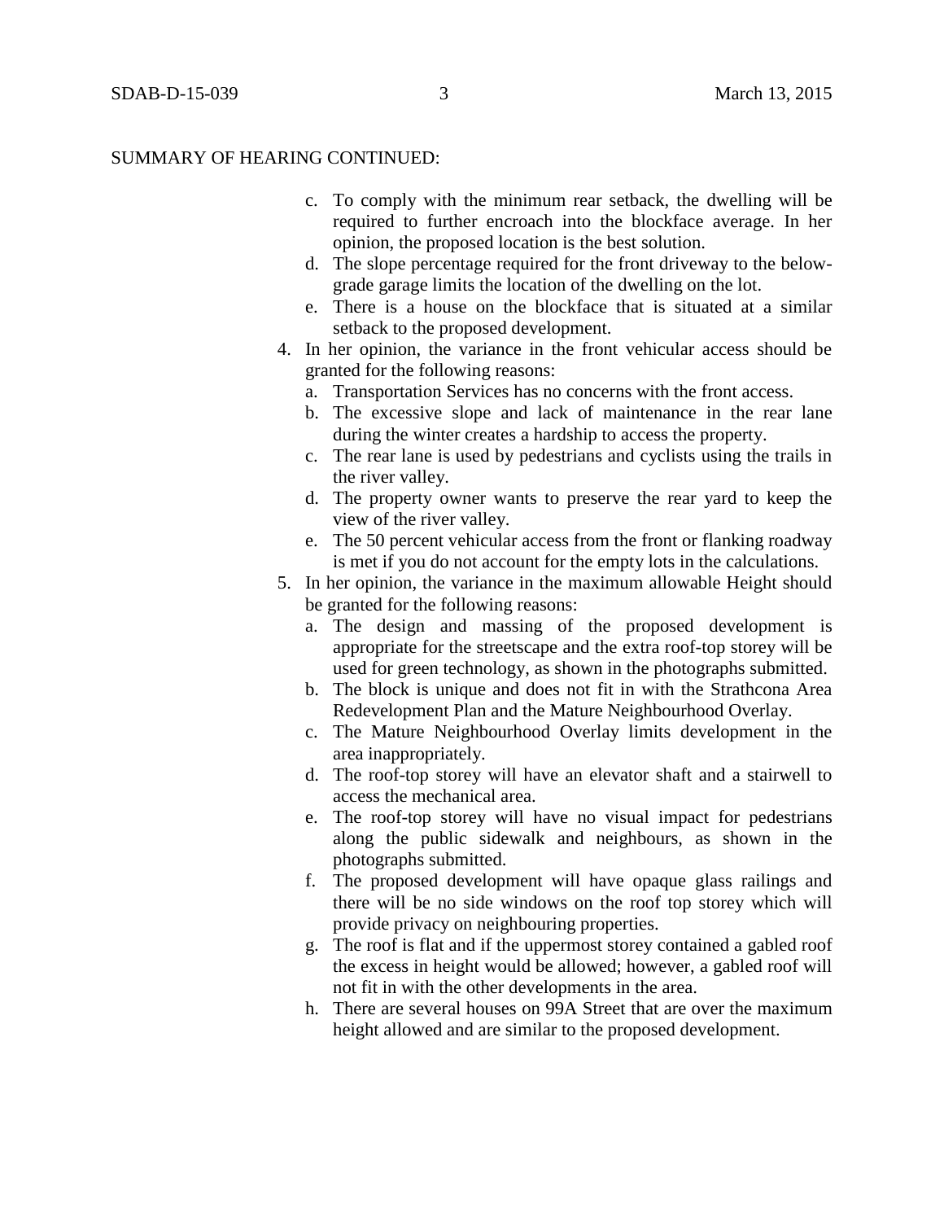SUMMARY OF HEARING CONTINUED:

c. To comply with the minimum rear setback, the dwelling will be required to further encroach into the blockface average. In her opinion, the proposed location is the best solution.
d. The slope percentage required for the front driveway to the below-grade garage limits the location of the dwelling on the lot.
e. There is a house on the blockface that is situated at a similar setback to the proposed development.

4. In her opinion, the variance in the front vehicular access should be granted for the following reasons:
   a. Transportation Services has no concerns with the front access.
   b. The excessive slope and lack of maintenance in the rear lane during the winter creates a hardship to access the property.
   c. The rear lane is used by pedestrians and cyclists using the trails in the river valley.
   d. The property owner wants to preserve the rear yard to keep the view of the river valley.
   e. The 50 percent vehicular access from the front or flanking roadway is met if you do not account for the empty lots in the calculations.
5. In her opinion, the variance in the maximum allowable Height should be granted for the following reasons:
   a. The design and massing of the proposed development is appropriate for the streetscape and the extra roof-top storey will be used for green technology, as shown in the photographs submitted.
   b. The block is unique and does not fit in with the Strathcona Area Redevelopment Plan and the Mature Neighbourhood Overlay.
   c. The Mature Neighbourhood Overlay limits development in the area inappropriately.
   d. The roof-top storey will have an elevator shaft and a stairwell to access the mechanical area.
   e. The roof-top storey will have no visual impact for pedestrians along the public sidewalk and neighbours, as shown in the photographs submitted.
   f. The proposed development will have opaque glass railings and there will be no side windows on the roof top storey which will provide privacy on neighbouring properties.
   g. The roof is flat and if the uppermost storey contained a gabled roof the excess in height would be allowed; however, a gabled roof will not fit in with the other developments in the area.
   h. There are several houses on 99A Street that are over the maximum height allowed and are similar to the proposed development.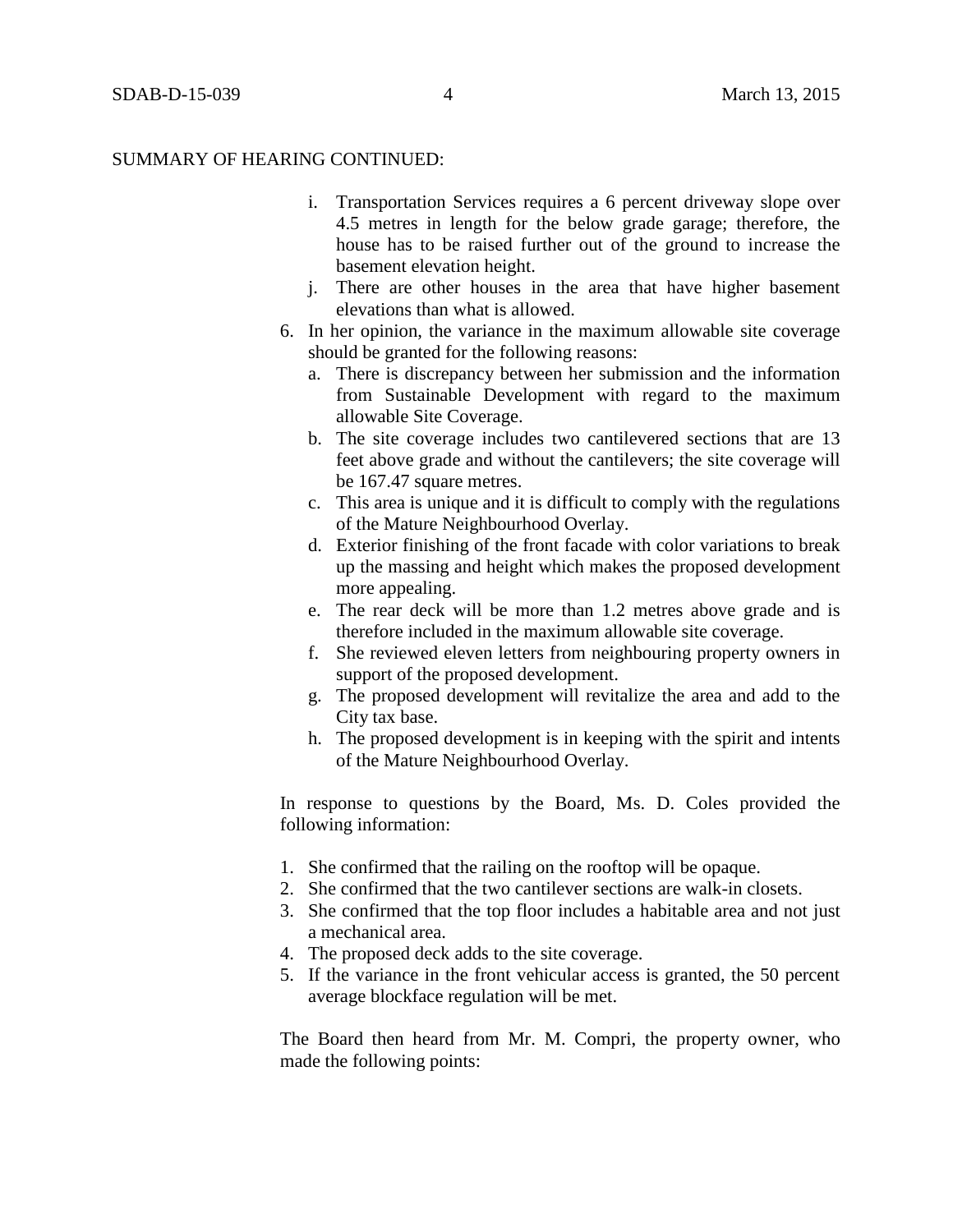SUMMARY OF HEARING CONTINUED:

   i. Transportation Services requires a 6 percent driveway slope over 4.5 metres in length for the below grade garage; therefore, the house has to be raised further out of the ground to increase the basement elevation height.
   j. There are other houses in the area that have higher basement elevations than what is allowed.

6. In her opinion, the variance in the maximum allowable site coverage should be granted for the following reasons:
   a. There is discrepancy between her submission and the information from Sustainable Development with regard to the maximum allowable Site Coverage.
   b. The site coverage includes two cantilevered sections that are 13 feet above grade and without the cantilevers; the site coverage will be 167.47 square metres.
   c. This area is unique and it is difficult to comply with the regulations of the Mature Neighbourhood Overlay.
   d. Exterior finishing of the front facade with color variations to break up the massing and height which makes the proposed development more appealing.
   e. The rear deck will be more than 1.2 metres above grade and is therefore included in the maximum allowable site coverage.
   f. She reviewed eleven letters from neighbouring property owners in support of the proposed development.
   g. The proposed development will revitalize the area and add to the City tax base.
   h. The proposed development is in keeping with the spirit and intents of the Mature Neighbourhood Overlay.

In response to questions by the Board, Ms. D. Coles provided the following information:

1. She confirmed that the railing on the rooftop will be opaque.
2. She confirmed that the two cantilever sections are walk-in closets.
3. She confirmed that the top floor includes a habitable area and not just a mechanical area.
4. The proposed deck adds to the site coverage.
5. If the variance in the front vehicular access is granted, the 50 percent average blockface regulation will be met.

The Board then heard from Mr. M. Compri, the property owner, who made the following points: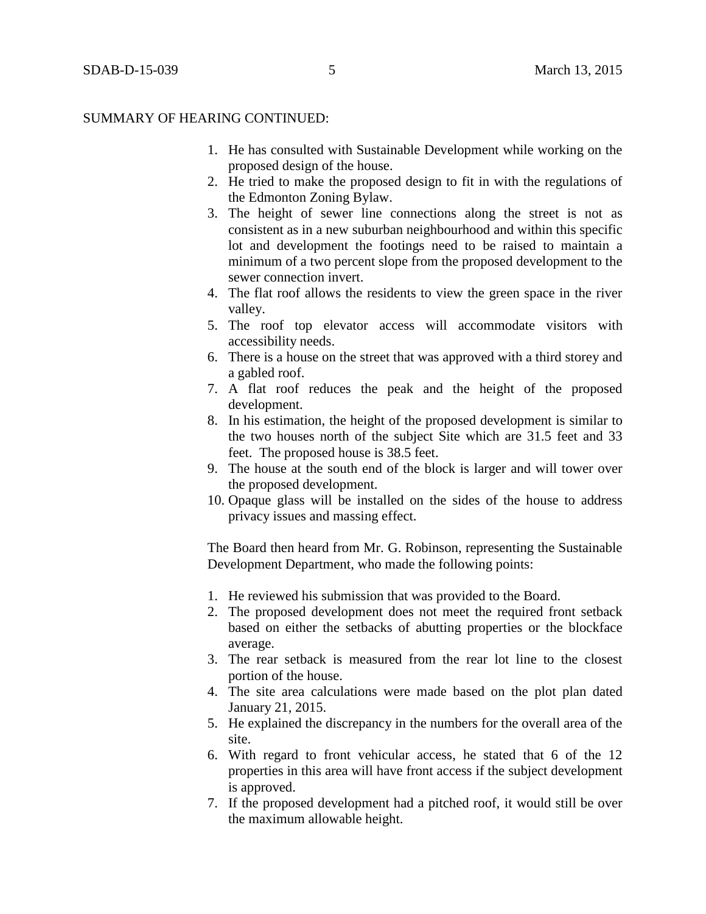SUMMARY OF HEARING CONTINUED:

1. He has consulted with Sustainable Development while working on the proposed design of the house.
2. He tried to make the proposed design to fit in with the regulations of the Edmonton Zoning Bylaw.
3. The height of sewer line connections along the street is not as consistent as in a new suburban neighbourhood and within this specific lot and development the footings need to be raised to maintain a minimum of a two percent slope from the proposed development to the sewer connection invert.
4. The flat roof allows the residents to view the green space in the river valley.
5. The roof top elevator access will accommodate visitors with accessibility needs.
6. There is a house on the street that was approved with a third storey and a gabled roof.
7. A flat roof reduces the peak and the height of the proposed development.
8. In his estimation, the height of the proposed development is similar to the two houses north of the subject Site which are 31.5 feet and 33 feet. The proposed house is 38.5 feet.
9. The house at the south end of the block is larger and will tower over the proposed development.
10. Opaque glass will be installed on the sides of the house to address privacy issues and massing effect.

The Board then heard from Mr. G. Robinson, representing the Sustainable Development Department, who made the following points:

1. He reviewed his submission that was provided to the Board.
2. The proposed development does not meet the required front setback based on either the setbacks of abutting properties or the blockface average.
3. The rear setback is measured from the rear lot line to the closest portion of the house.
4. The site area calculations were made based on the plot plan dated January 21, 2015.
5. He explained the discrepancy in the numbers for the overall area of the site.
6. With regard to front vehicular access, he stated that 6 of the 12 properties in this area will have front access if the subject development is approved.
7. If the proposed development had a pitched roof, it would still be over the maximum allowable height.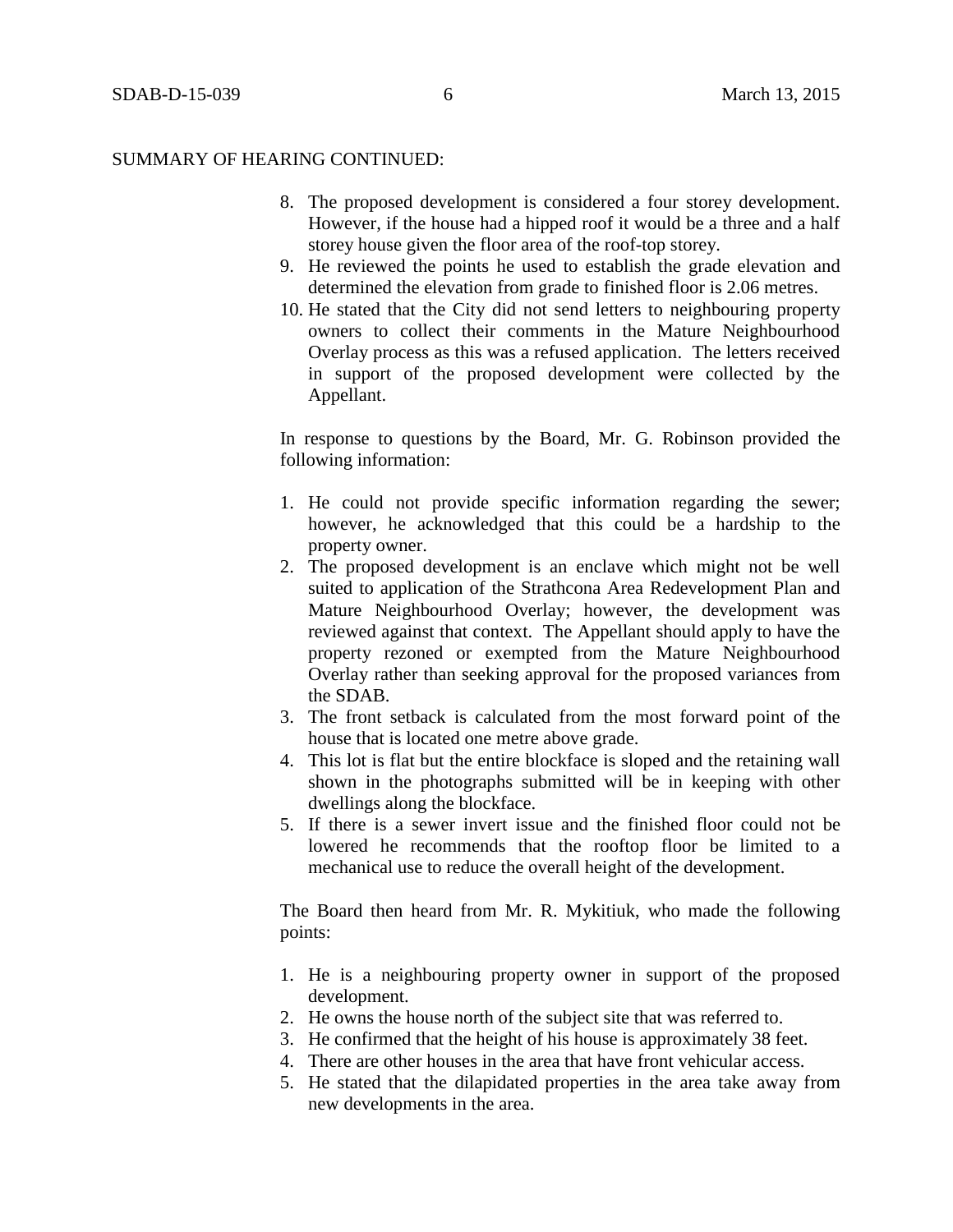SUMMARY OF HEARING CONTINUED:

8. The proposed development is considered a four storey development. However, if the house had a hipped roof it would be a three and a half storey house given the floor area of the roof-top storey.
9. He reviewed the points he used to establish the grade elevation and determined the elevation from grade to finished floor is 2.06 metres.
10. He stated that the City did not send letters to neighbouring property owners to collect their comments in the Mature Neighbourhood Overlay process as this was a refused application. The letters received in support of the proposed development were collected by the Appellant.

In response to questions by the Board, Mr. G. Robinson provided the following information:

1. He could not provide specific information regarding the sewer; however, he acknowledged that this could be a hardship to the property owner.
2. The proposed development is an enclave which might not be well suited to application of the Strathcona Area Redevelopment Plan and Mature Neighbourhood Overlay; however, the development was reviewed against that context. The Appellant should apply to have the property rezoned or exempted from the Mature Neighbourhood Overlay rather than seeking approval for the proposed variances from the SDAB.
3. The front setback is calculated from the most forward point of the house that is located one metre above grade.
4. This lot is flat but the entire blockface is sloped and the retaining wall shown in the photographs submitted will be in keeping with other dwellings along the blockface.
5. If there is a sewer invert issue and the finished floor could not be lowered he recommends that the rooftop floor be limited to a mechanical use to reduce the overall height of the development.

The Board then heard from Mr. R. Mykitiuk, who made the following points:

1. He is a neighbouring property owner in support of the proposed development.
2. He owns the house north of the subject site that was referred to.
3. He confirmed that the height of his house is approximately 38 feet.
4. There are other houses in the area that have front vehicular access.
5. He stated that the dilapidated properties in the area take away from new developments in the area.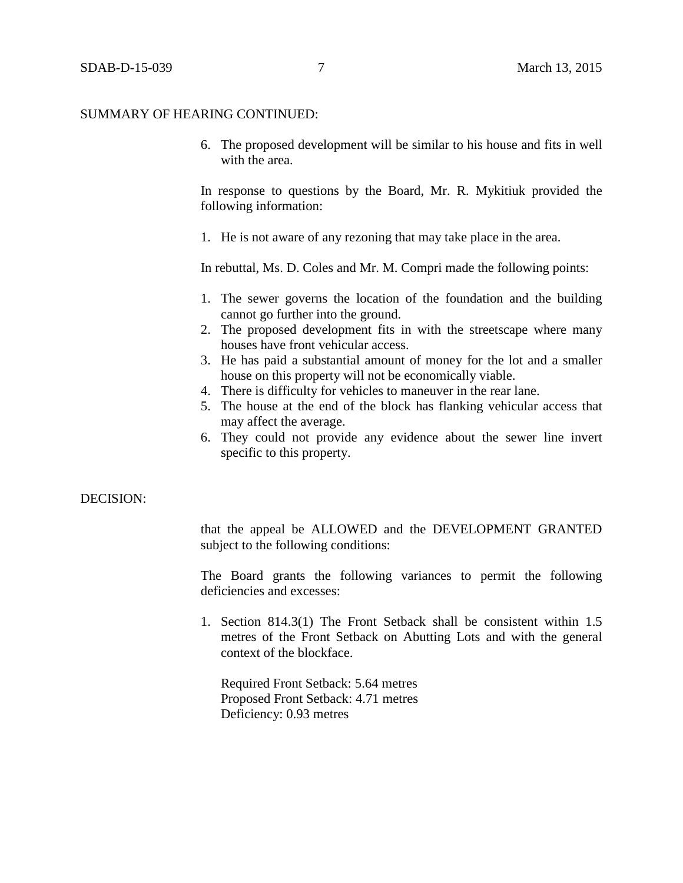SUMMARY OF HEARING CONTINUED:

6. The proposed development will be similar to his house and fits in well with the area.

In response to questions by the Board, Mr. R. Mykitiuk provided the following information:

1. He is not aware of any rezoning that may take place in the area.

In rebuttal, Ms. D. Coles and Mr. M. Compri made the following points:

1. The sewer governs the location of the foundation and the building cannot go further into the ground.
2. The proposed development fits in with the streetscape where many houses have front vehicular access.
3. He has paid a substantial amount of money for the lot and a smaller house on this property will not be economically viable.
4. There is difficulty for vehicles to maneuver in the rear lane.
5. The house at the end of the block has flanking vehicular access that may affect the average.
6. They could not provide any evidence about the sewer line invert specific to this property.

DECISION:

that the appeal be ALLOWED and the DEVELOPMENT GRANTED subject to the following conditions:

The Board grants the following variances to permit the following deficiencies and excesses:

1. Section 814.3(1) The Front Setback shall be consistent within 1.5 metres of the Front Setback on Abutting Lots and with the general context of the blockface.

   Required Front Setback: 5.64 metres
   Proposed Front Setback: 4.71 metres
   Deficiency: 0.93 metres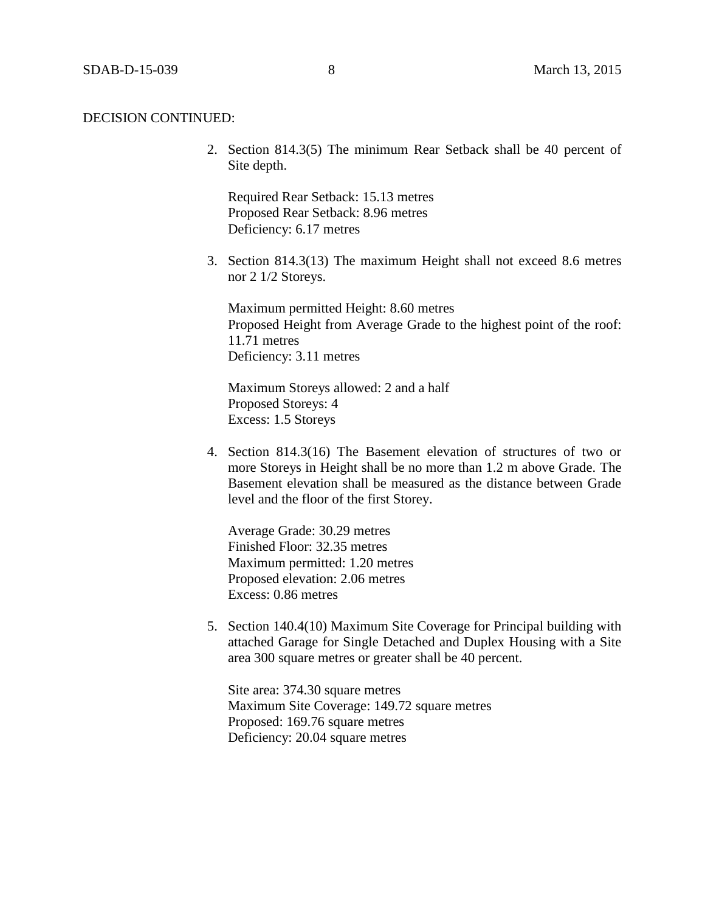DECISION CONTINUED:

2. Section 814.3(5) The minimum Rear Setback shall be 40 percent of Site depth.

   Required Rear Setback: 15.13 metres
   Proposed Rear Setback: 8.96 metres
   Deficiency: 6.17 metres

3. Section 814.3(13) The maximum Height shall not exceed 8.6 metres nor 2 1/2 Storeys.

   Maximum permitted Height: 8.60 metres
   Proposed Height from Average Grade to the highest point of the roof: 11.71 metres
   Deficiency: 3.11 metres

   Maximum Storeys allowed: 2 and a half
   Proposed Storeys: 4
   Excess: 1.5 Storeys

4. Section 814.3(16) The Basement elevation of structures of two or more Storeys in Height shall be no more than 1.2 m above Grade. The Basement elevation shall be measured as the distance between Grade level and the floor of the first Storey.

   Average Grade: 30.29 metres
   Finished Floor: 32.35 metres
   Maximum permitted: 1.20 metres
   Proposed elevation: 2.06 metres
   Excess: 0.86 metres

5. Section 140.4(10) Maximum Site Coverage for Principal building with attached Garage for Single Detached and Duplex Housing with a Site area 300 square metres or greater shall be 40 percent.

   Site area: 374.30 square metres
   Maximum Site Coverage: 149.72 square metres
   Proposed: 169.76 square metres
   Deficiency: 20.04 square metres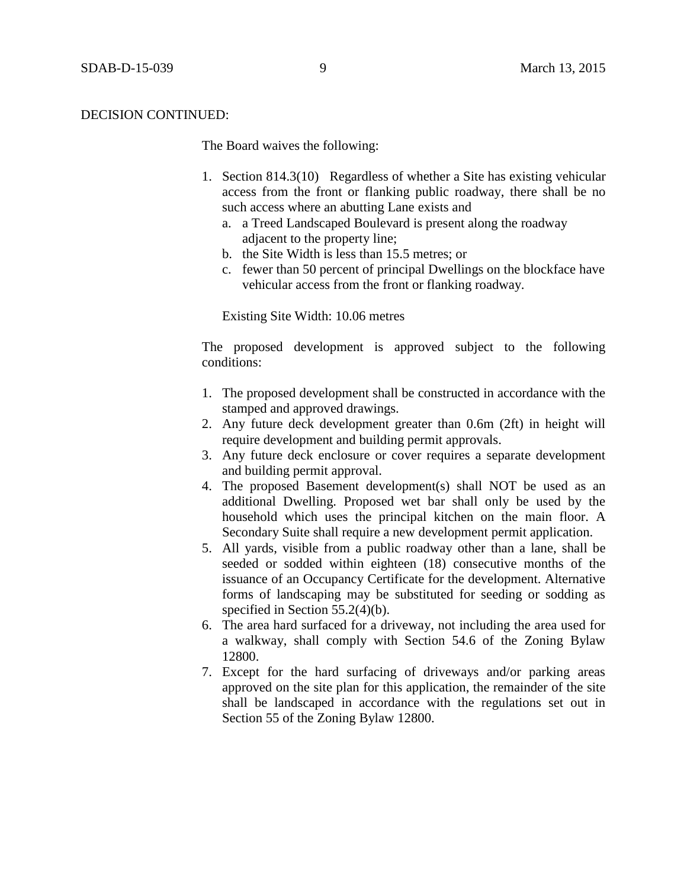DECISION CONTINUED:

The Board waives the following:

1. Section 814.3(10) Regardless of whether a Site has existing vehicular access from the front or flanking public roadway, there shall be no such access where an abutting Lane exists and
   a. a Treed Landscaped Boulevard is present along the roadway adjacent to the property line;
   b. the Site Width is less than 15.5 metres; or
   c. fewer than 50 percent of principal Dwellings on the blockface have vehicular access from the front or flanking roadway.

   Existing Site Width: 10.06 metres

The proposed development is approved subject to the following conditions:

1. The proposed development shall be constructed in accordance with the stamped and approved drawings.
2. Any future deck development greater than 0.6m (2ft) in height will require development and building permit approvals.
3. Any future deck enclosure or cover requires a separate development and building permit approval.
4. The proposed Basement development(s) shall NOT be used as an additional Dwelling. Proposed wet bar shall only be used by the household which uses the principal kitchen on the main floor. A Secondary Suite shall require a new development permit application.
5. All yards, visible from a public roadway other than a lane, shall be seeded or sodded within eighteen (18) consecutive months of the issuance of an Occupancy Certificate for the development. Alternative forms of landscaping may be substituted for seeding or sodding as specified in Section 55.2(4)(b).
6. The area hard surfaced for a driveway, not including the area used for a walkway, shall comply with Section 54.6 of the Zoning Bylaw 12800.
7. Except for the hard surfacing of driveways and/or parking areas approved on the site plan for this application, the remainder of the site shall be landscaped in accordance with the regulations set out in Section 55 of the Zoning Bylaw 12800.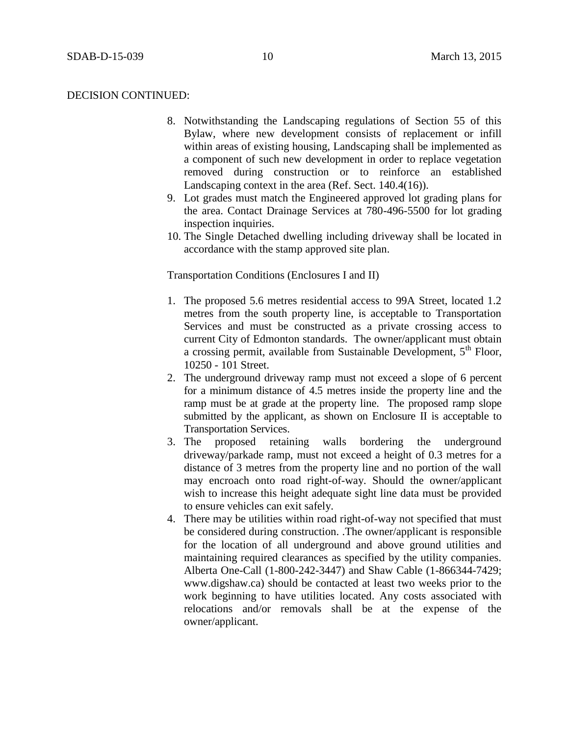DECISION CONTINUED:

8. Notwithstanding the Landscaping regulations of Section 55 of this Bylaw, where new development consists of replacement or infill within areas of existing housing, Landscaping shall be implemented as a component of such new development in order to replace vegetation removed during construction or to reinforce an established Landscaping context in the area (Ref. Sect. 140.4(16)).
9. Lot grades must match the Engineered approved lot grading plans for the area. Contact Drainage Services at 780-496-5500 for lot grading inspection inquiries.
10. The Single Detached dwelling including driveway shall be located in accordance with the stamp approved site plan.

Transportation Conditions (Enclosures I and II)

1. The proposed 5.6 metres residential access to 99A Street, located 1.2 metres from the south property line, is acceptable to Transportation Services and must be constructed as a private crossing access to current City of Edmonton standards. The owner/applicant must obtain a crossing permit, available from Sustainable Development, 5th Floor, 10250 - 101 Street.
2. The underground driveway ramp must not exceed a slope of 6 percent for a minimum distance of 4.5 metres inside the property line and the ramp must be at grade at the property line. The proposed ramp slope submitted by the applicant, as shown on Enclosure II is acceptable to Transportation Services.
3. The proposed retaining walls bordering the underground driveway/parkade ramp, must not exceed a height of 0.3 metres for a distance of 3 metres from the property line and no portion of the wall may encroach onto road right-of-way. Should the owner/applicant wish to increase this height adequate sight line data must be provided to ensure vehicles can exit safely.
4. There may be utilities within road right-of-way not specified that must be considered during construction. .The owner/applicant is responsible for the location of all underground and above ground utilities and maintaining required clearances as specified by the utility companies. Alberta One-Call (1-800-242-3447) and Shaw Cable (1-866344-7429; www.digshaw.ca) should be contacted at least two weeks prior to the work beginning to have utilities located. Any costs associated with relocations and/or removals shall be at the expense of the owner/applicant.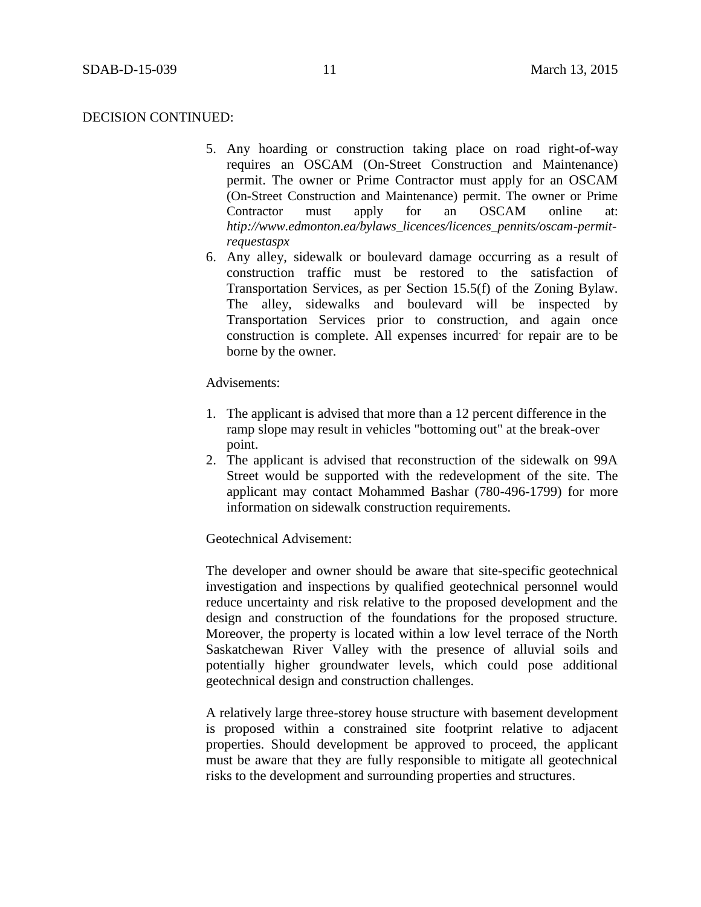DECISION CONTINUED:

5. Any hoarding or construction taking place on road right-of-way requires an OSCAM (On-Street Construction and Maintenance) permit. The owner or Prime Contractor must apply for an OSCAM (On-Street Construction and Maintenance) permit. The owner or Prime Contractor must apply for an OSCAM online at: *htip://www.edmonton.ea/bylaws_licences/licences_pennits/oscam-permit-requestaspx*
6. Any alley, sidewalk or boulevard damage occurring as a result of construction traffic must be restored to the satisfaction of Transportation Services, as per Section 15.5(f) of the Zoning Bylaw. The alley, sidewalks and boulevard will be inspected by Transportation Services prior to construction, and again once construction is complete. All expenses incurred for repair are to be borne by the owner.

Advisements:

1. The applicant is advised that more than a 12 percent difference in the ramp slope may result in vehicles "bottoming out" at the break-over point.
2. The applicant is advised that reconstruction of the sidewalk on 99A Street would be supported with the redevelopment of the site. The applicant may contact Mohammed Bashar (780-496-1799) for more information on sidewalk construction requirements.

Geotechnical Advisement:

The developer and owner should be aware that site-specific geotechnical investigation and inspections by qualified geotechnical personnel would reduce uncertainty and risk relative to the proposed development and the design and construction of the foundations for the proposed structure. Moreover, the property is located within a low level terrace of the North Saskatchewan River Valley with the presence of alluvial soils and potentially higher groundwater levels, which could pose additional geotechnical design and construction challenges.

A relatively large three-storey house structure with basement development is proposed within a constrained site footprint relative to adjacent properties. Should development be approved to proceed, the applicant must be aware that they are fully responsible to mitigate all geotechnical risks to the development and surrounding properties and structures.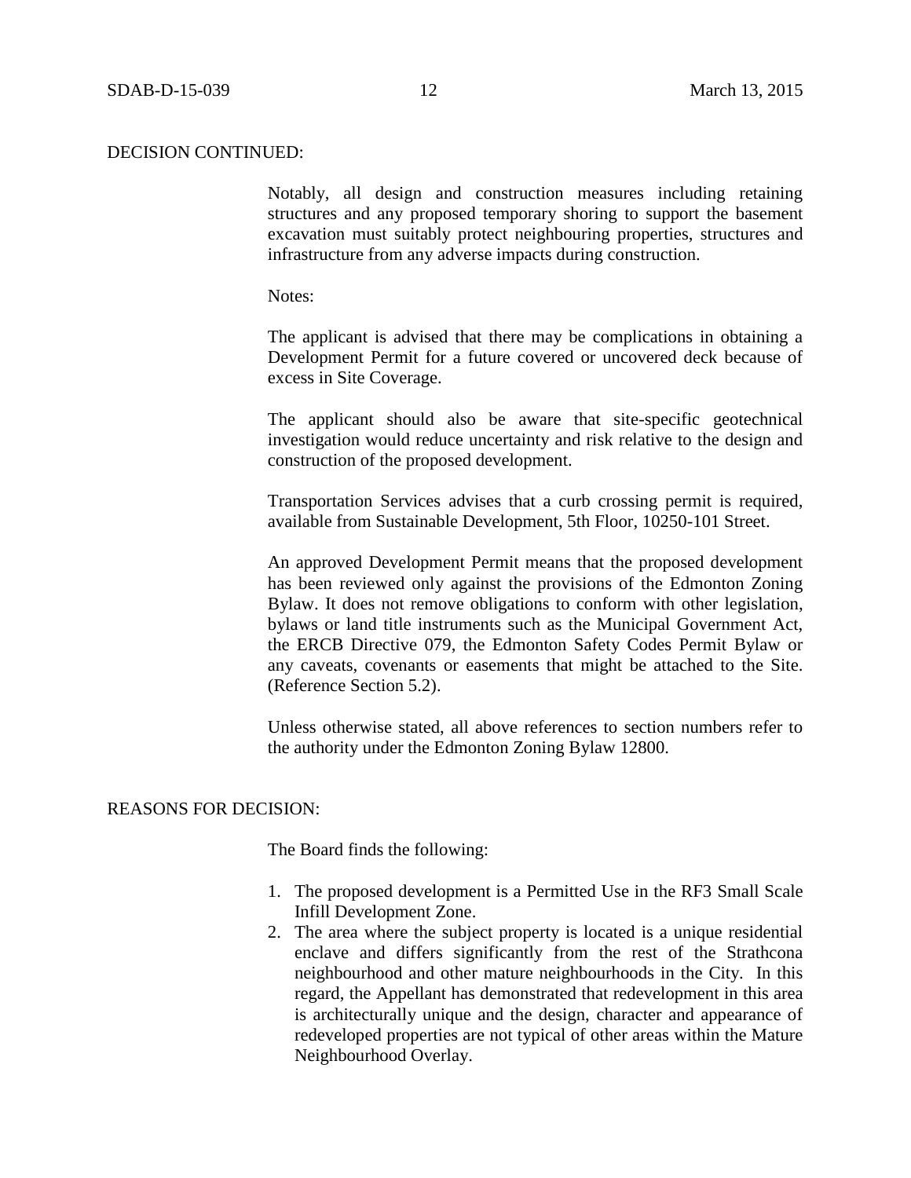DECISION CONTINUED:

Notably, all design and construction measures including retaining structures and any proposed temporary shoring to support the basement excavation must suitably protect neighbouring properties, structures and infrastructure from any adverse impacts during construction.

Notes:

The applicant is advised that there may be complications in obtaining a Development Permit for a future covered or uncovered deck because of excess in Site Coverage.

The applicant should also be aware that site-specific geotechnical investigation would reduce uncertainty and risk relative to the design and construction of the proposed development.

Transportation Services advises that a curb crossing permit is required, available from Sustainable Development, 5th Floor, 10250-101 Street.

An approved Development Permit means that the proposed development has been reviewed only against the provisions of the Edmonton Zoning Bylaw. It does not remove obligations to conform with other legislation, bylaws or land title instruments such as the Municipal Government Act, the ERCB Directive 079, the Edmonton Safety Codes Permit Bylaw or any caveats, covenants or easements that might be attached to the Site. (Reference Section 5.2).

Unless otherwise stated, all above references to section numbers refer to the authority under the Edmonton Zoning Bylaw 12800.

REASONS FOR DECISION:

The Board finds the following:

1. The proposed development is a Permitted Use in the RF3 Small Scale Infill Development Zone.
2. The area where the subject property is located is a unique residential enclave and differs significantly from the rest of the Strathcona neighbourhood and other mature neighbourhoods in the City. In this regard, the Appellant has demonstrated that redevelopment in this area is architecturally unique and the design, character and appearance of redeveloped properties are not typical of other areas within the Mature Neighbourhood Overlay.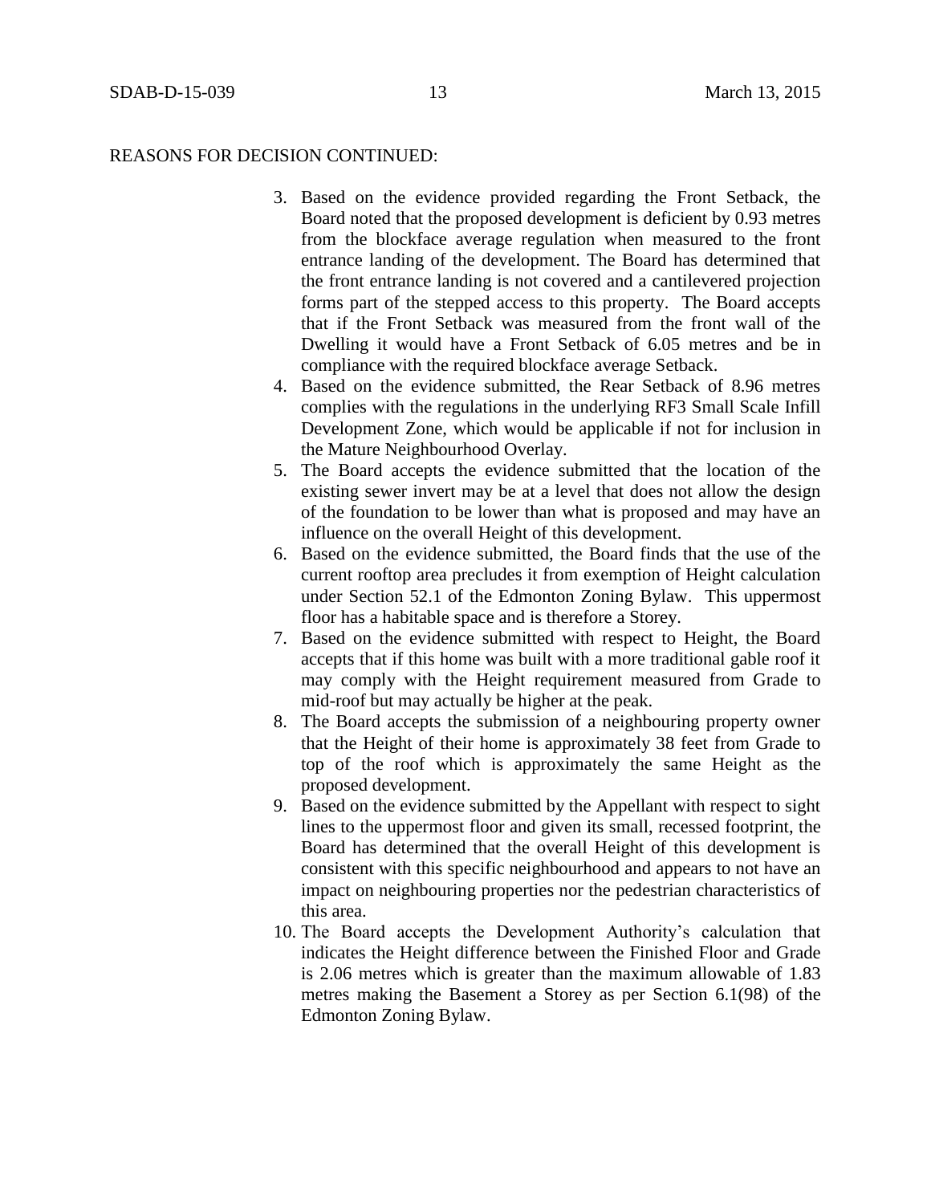REASONS FOR DECISION CONTINUED:

3. Based on the evidence provided regarding the Front Setback, the Board noted that the proposed development is deficient by 0.93 metres from the blockface average regulation when measured to the front entrance landing of the development. The Board has determined that the front entrance landing is not covered and a cantilevered projection forms part of the stepped access to this property. The Board accepts that if the Front Setback was measured from the front wall of the Dwelling it would have a Front Setback of 6.05 metres and be in compliance with the required blockface average Setback.
4. Based on the evidence submitted, the Rear Setback of 8.96 metres complies with the regulations in the underlying RF3 Small Scale Infill Development Zone, which would be applicable if not for inclusion in the Mature Neighbourhood Overlay.
5. The Board accepts the evidence submitted that the location of the existing sewer invert may be at a level that does not allow the design of the foundation to be lower than what is proposed and may have an influence on the overall Height of this development.
6. Based on the evidence submitted, the Board finds that the use of the current rooftop area precludes it from exemption of Height calculation under Section 52.1 of the Edmonton Zoning Bylaw. This uppermost floor has a habitable space and is therefore a Storey.
7. Based on the evidence submitted with respect to Height, the Board accepts that if this home was built with a more traditional gable roof it may comply with the Height requirement measured from Grade to mid-roof but may actually be higher at the peak.
8. The Board accepts the submission of a neighbouring property owner that the Height of their home is approximately 38 feet from Grade to top of the roof which is approximately the same Height as the proposed development.
9. Based on the evidence submitted by the Appellant with respect to sight lines to the uppermost floor and given its small, recessed footprint, the Board has determined that the overall Height of this development is consistent with this specific neighbourhood and appears to not have an impact on neighbouring properties nor the pedestrian characteristics of this area.
10. The Board accepts the Development Authority's calculation that indicates the Height difference between the Finished Floor and Grade is 2.06 metres which is greater than the maximum allowable of 1.83 metres making the Basement a Storey as per Section 6.1(98) of the Edmonton Zoning Bylaw.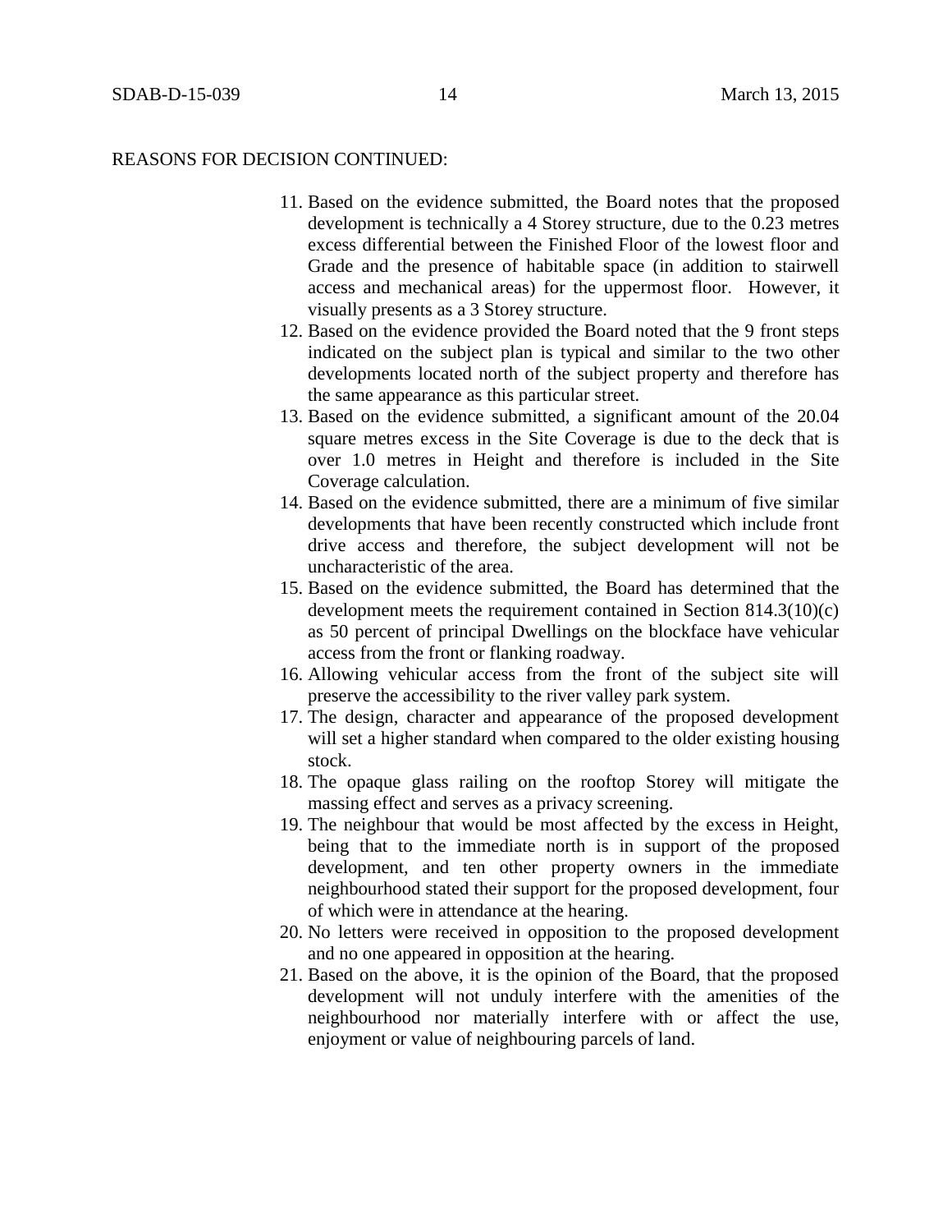REASONS FOR DECISION CONTINUED:

11. Based on the evidence submitted, the Board notes that the proposed development is technically a 4 Storey structure, due to the 0.23 metres excess differential between the Finished Floor of the lowest floor and Grade and the presence of habitable space (in addition to stairwell access and mechanical areas) for the uppermost floor. However, it visually presents as a 3 Storey structure.
12. Based on the evidence provided the Board noted that the 9 front steps indicated on the subject plan is typical and similar to the two other developments located north of the subject property and therefore has the same appearance as this particular street.
13. Based on the evidence submitted, a significant amount of the 20.04 square metres excess in the Site Coverage is due to the deck that is over 1.0 metres in Height and therefore is included in the Site Coverage calculation.
14. Based on the evidence submitted, there are a minimum of five similar developments that have been recently constructed which include front drive access and therefore, the subject development will not be uncharacteristic of the area.
15. Based on the evidence submitted, the Board has determined that the development meets the requirement contained in Section 814.3(10)(c) as 50 percent of principal Dwellings on the blockface have vehicular access from the front or flanking roadway.
16. Allowing vehicular access from the front of the subject site will preserve the accessibility to the river valley park system.
17. The design, character and appearance of the proposed development will set a higher standard when compared to the older existing housing stock.
18. The opaque glass railing on the rooftop Storey will mitigate the massing effect and serves as a privacy screening.
19. The neighbour that would be most affected by the excess in Height, being that to the immediate north is in support of the proposed development, and ten other property owners in the immediate neighbourhood stated their support for the proposed development, four of which were in attendance at the hearing.
20. No letters were received in opposition to the proposed development and no one appeared in opposition at the hearing.
21. Based on the above, it is the opinion of the Board, that the proposed development will not unduly interfere with the amenities of the neighbourhood nor materially interfere with or affect the use, enjoyment or value of neighbouring parcels of land.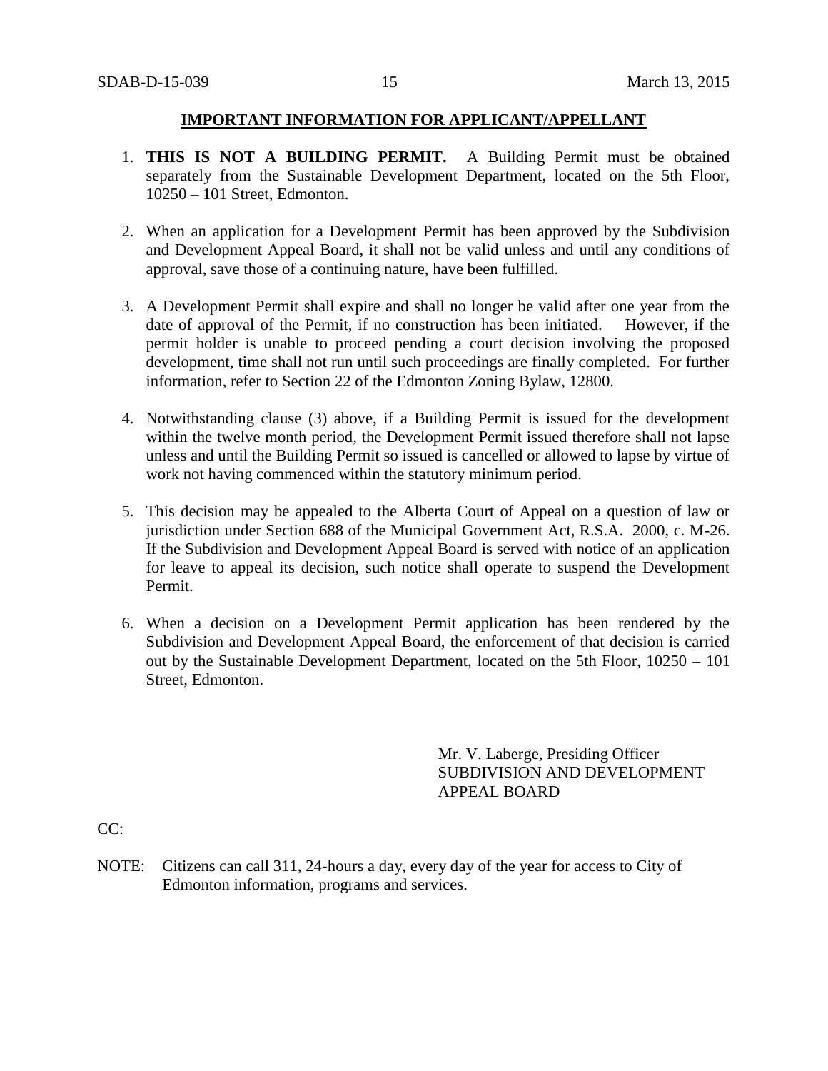**IMPORTANT INFORMATION FOR APPLICANT/APPELLANT**

1. **THIS IS NOT A BUILDING PERMIT.** A Building Permit must be obtained separately from the Sustainable Development Department, located on the 5th Floor, 10250 – 101 Street, Edmonton.

2. When an application for a Development Permit has been approved by the Subdivision and Development Appeal Board, it shall not be valid unless and until any conditions of approval, save those of a continuing nature, have been fulfilled.

3. A Development Permit shall expire and shall no longer be valid after one year from the date of approval of the Permit, if no construction has been initiated. However, if the permit holder is unable to proceed pending a court decision involving the proposed development, time shall not run until such proceedings are finally completed. For further information, refer to Section 22 of the Edmonton Zoning Bylaw, 12800.

4. Notwithstanding clause (3) above, if a Building Permit is issued for the development within the twelve month period, the Development Permit issued therefore shall not lapse unless and until the Building Permit so issued is cancelled or allowed to lapse by virtue of work not having commenced within the statutory minimum period.

5. This decision may be appealed to the Alberta Court of Appeal on a question of law or jurisdiction under Section 688 of the Municipal Government Act, R.S.A. 2000, c. M-26. If the Subdivision and Development Appeal Board is served with notice of an application for leave to appeal its decision, such notice shall operate to suspend the Development Permit.

6. When a decision on a Development Permit application has been rendered by the Subdivision and Development Appeal Board, the enforcement of that decision is carried out by the Sustainable Development Department, located on the 5th Floor, 10250 – 101 Street, Edmonton.

Mr. V. Laberge, Presiding Officer
SUBDIVISION AND DEVELOPMENT
APPEAL BOARD

CC:

NOTE: Citizens can call 311, 24-hours a day, every day of the year for access to City of Edmonton information, programs and services.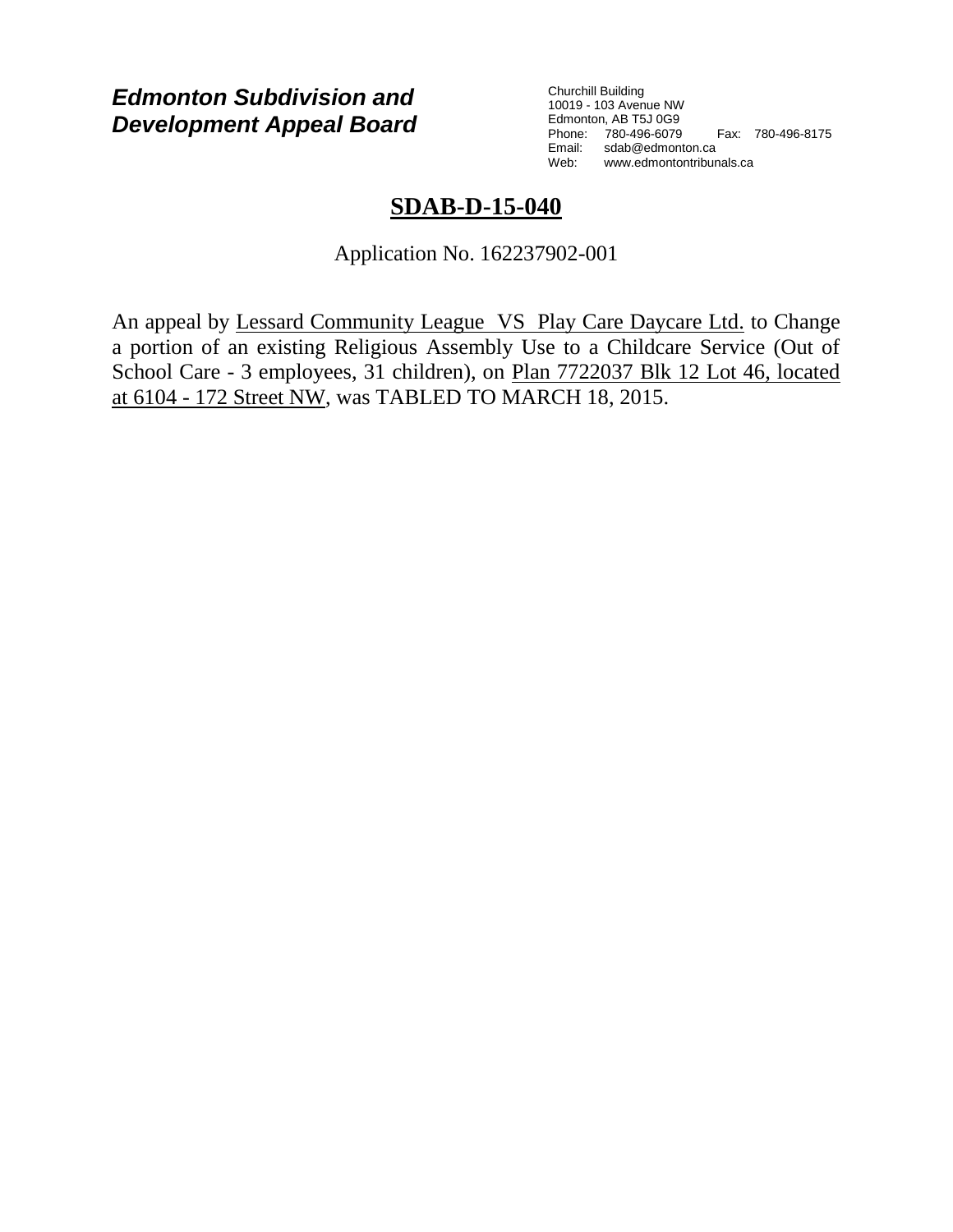***Edmonton Subdivision and Development Appeal Board***

Churchill Building
10019 - 103 Avenue NW
Edmonton, AB T5J 0G9
Phone: 780-496-6079 Fax: 780-496-8175
Email: sdab@edmonton.ca
Web: www.edmontontribunals.ca

# SDAB-D-15-040

Application No. 162237902-001

An appeal by Lessard Community League VS Play Care Daycare Ltd. to Change a portion of an existing Religious Assembly Use to a Childcare Service (Out of School Care - 3 employees, 31 children), on Plan 7722037 Blk 12 Lot 46, located at 6104 - 172 Street NW, was TABLED TO MARCH 18, 2015.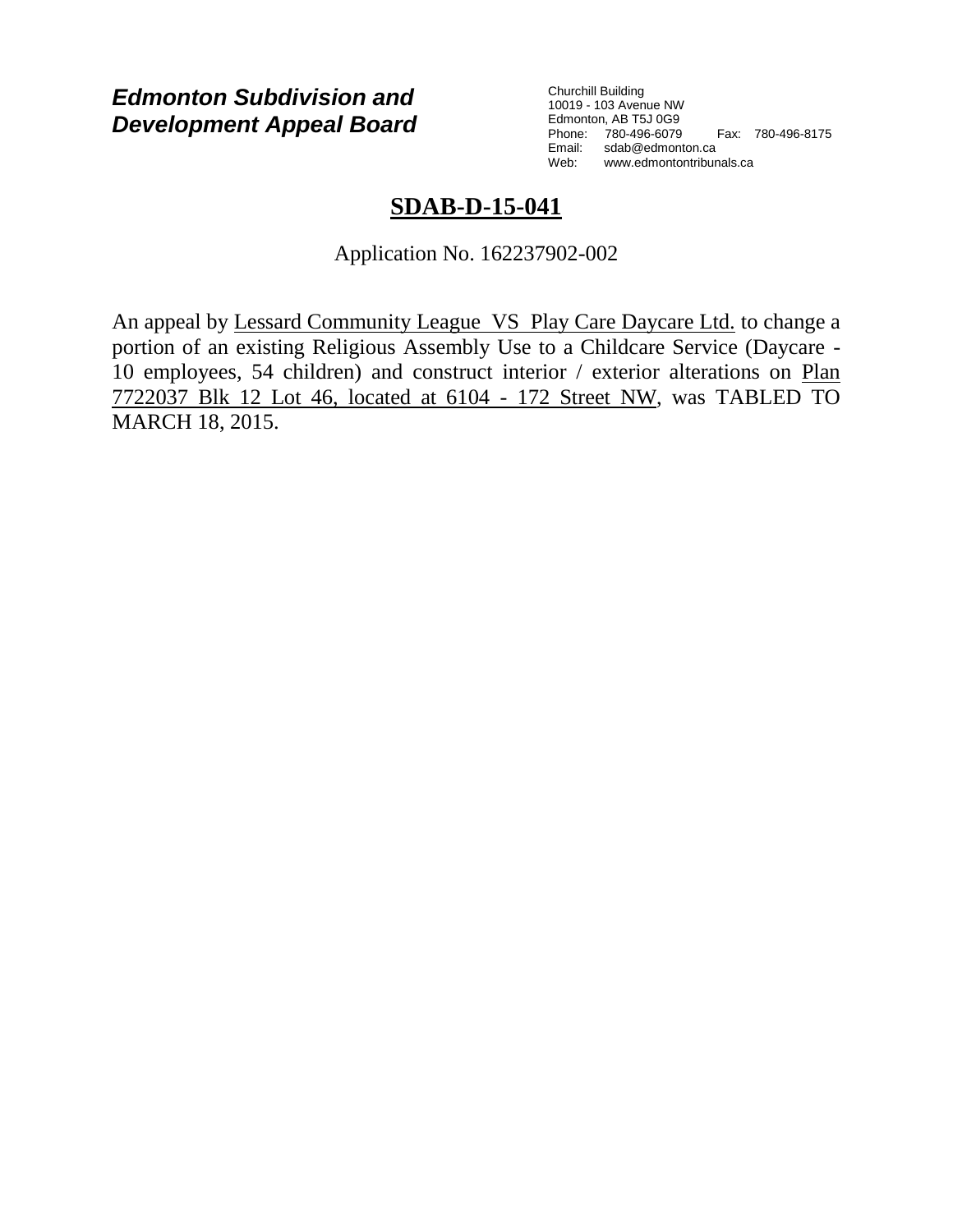***Edmonton Subdivision and Development Appeal Board***

Churchill Building
10019 - 103 Avenue NW
Edmonton, AB T5J 0G9
Phone: 780-496-6079 Fax: 780-496-8175
Email: sdab@edmonton.ca
Web: www.edmontontribunals.ca

# SDAB-D-15-041

Application No. 162237902-002

An appeal by Lessard Community League VS Play Care Daycare Ltd. to change a portion of an existing Religious Assembly Use to a Childcare Service (Daycare - 10 employees, 54 children) and construct interior / exterior alterations on Plan 7722037 Blk 12 Lot 46, located at 6104 - 172 Street NW, was TABLED TO MARCH 18, 2015.